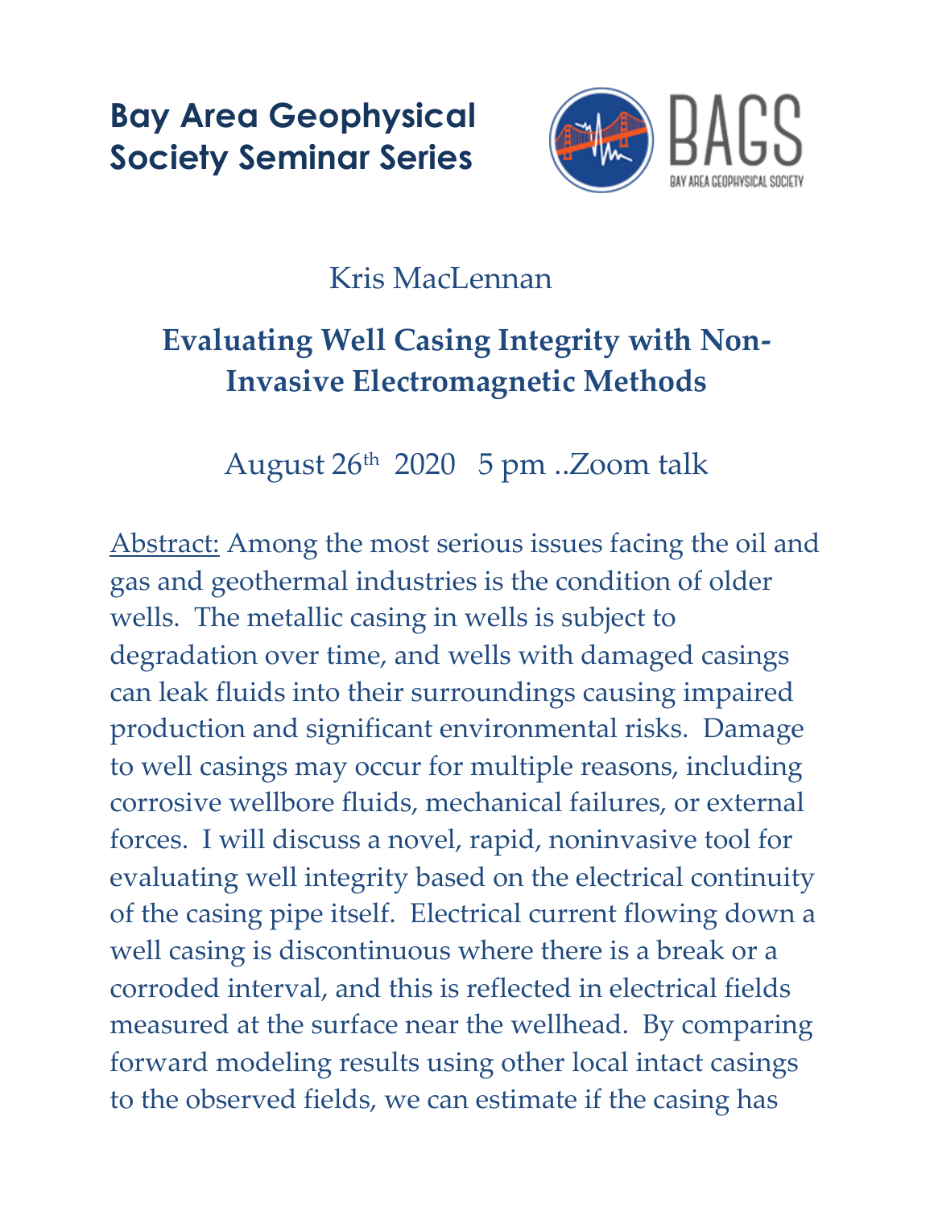# Bay Area Geophysical Society Seminar Series

Kris MacLennan

## Evaluating Well Casing Integrity with Non-Invasive Electromagnetic Methods

August 26th 2020 5 pm ..Zoom talk

Abstract: Among the most serious issues facing the oil and gas and geothermal industries is the condition of older wells. The metallic casing in wells is subject to degradation over time, and wells with damaged casings can leak fluids into their surroundings causing impaired production and significant environmental risks. Damage to well casings may occur for multiple reasons, including corrosive wellbore fluids, mechanical failures, or external forces. I will discuss a novel, rapid, noninvasive tool for evaluating well integrity based on the electrical continuity of the casing pipe itself. Electrical current flowing down a well casing is discontinuous where there is a break or a corroded interval, and this is reflected in electrical fields measured at the surface near the wellhead. By comparing forward modeling results using other local intact casings to the observed fields, we can estimate if the casing has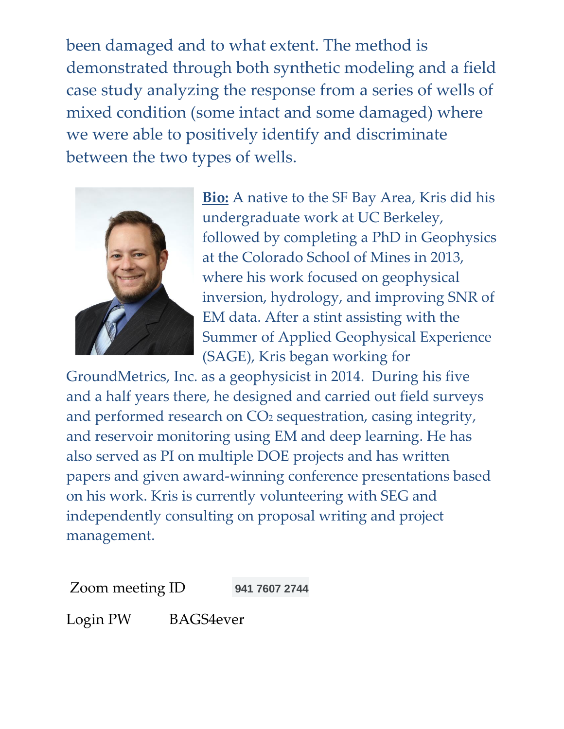been damaged and to what extent. The method is demonstrated through both synthetic modeling and a field case study analyzing the response from a series of wells of mixed condition (some intact and some damaged) where we were able to positively identify and discriminate between the two types of wells.

**Bio:** A native to the SF Bay Area, Kris did his undergraduate work at UC Berkeley, followed by completing a PhD in Geophysics at the Colorado School of Mines in 2013, where his work focused on geophysical inversion, hydrology, and improving SNR of EM data. After a stint assisting with the Summer of Applied Geophysical Experience (SAGE), Kris began working for GroundMetrics, Inc. as a geophysicist in 2014. During his five and a half years there, he designed and carried out field surveys and performed research on $CO_2$ sequestration, casing integrity, and reservoir monitoring using EM and deep learning. He has also served as PI on multiple DOE projects and has written papers and given award-winning conference presentations based on his work. Kris is currently volunteering with SEG and independently consulting on proposal writing and project management.

Zoom meeting ID 941 7607 2744

Login PW BAGS4ever